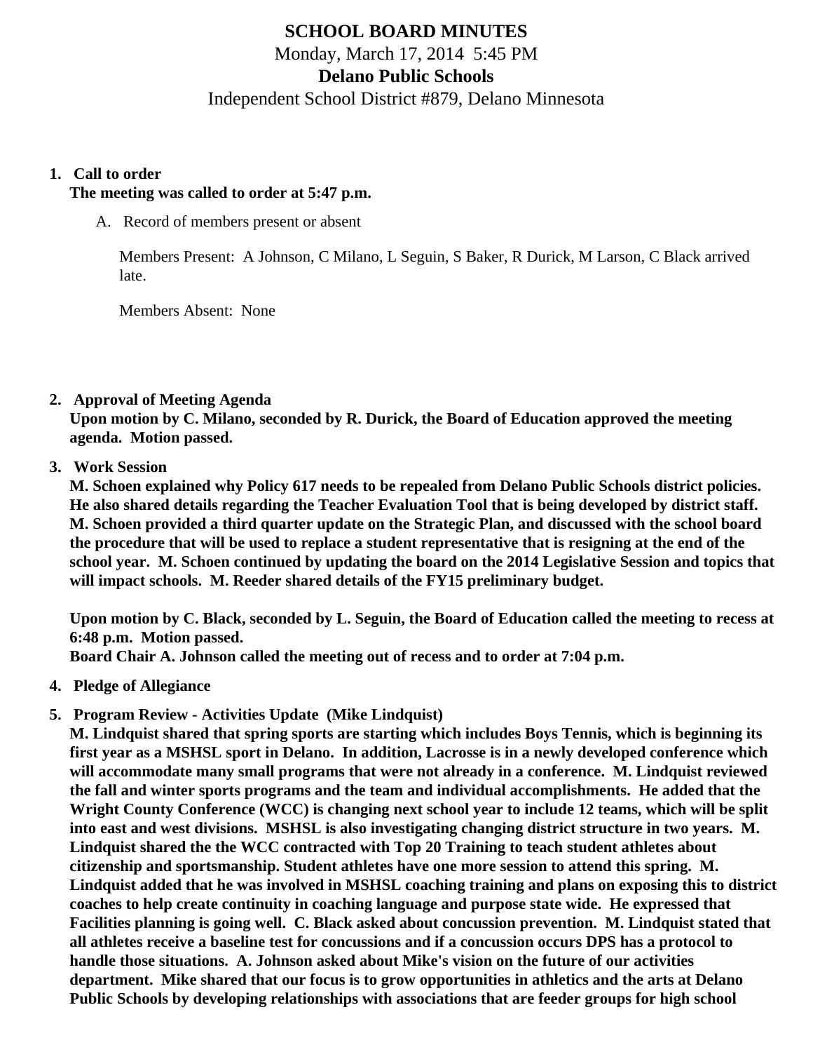# SCHOOL BOARD MINUTES

Monday, March 17, 2014 5:45 PM

**Delano Public Schools**

Independent School District #879, Delano Minnesota

1. **Call to order**
   **The meeting was called to order at 5:47 p.m.**

   A. Record of members present or absent

   Members Present: A Johnson, C Milano, L Seguin, S Baker, R Durick, M Larson, C Black arrived late.

   Members Absent: None

2. **Approval of Meeting Agenda**
   **Upon motion by C. Milano, seconded by R. Durick, the Board of Education approved the meeting agenda. Motion passed.**

3. **Work Session**
   **M. Schoen explained why Policy 617 needs to be repealed from Delano Public Schools district policies. He also shared details regarding the Teacher Evaluation Tool that is being developed by district staff. M. Schoen provided a third quarter update on the Strategic Plan, and discussed with the school board the procedure that will be used to replace a student representative that is resigning at the end of the school year. M. Schoen continued by updating the board on the 2014 Legislative Session and topics that will impact schools. M. Reeder shared details of the FY15 preliminary budget.**

   **Upon motion by C. Black, seconded by L. Seguin, the Board of Education called the meeting to recess at 6:48 p.m. Motion passed.**
   **Board Chair A. Johnson called the meeting out of recess and to order at 7:04 p.m.**

4. **Pledge of Allegiance**

5. **Program Review - Activities Update (Mike Lindquist)**
   **M. Lindquist shared that spring sports are starting which includes Boys Tennis, which is beginning its first year as a MSHSL sport in Delano. In addition, Lacrosse is in a newly developed conference which will accommodate many small programs that were not already in a conference. M. Lindquist reviewed the fall and winter sports programs and the team and individual accomplishments. He added that the Wright County Conference (WCC) is changing next school year to include 12 teams, which will be split into east and west divisions. MSHSL is also investigating changing district structure in two years. M. Lindquist shared the the WCC contracted with Top 20 Training to teach student athletes about citizenship and sportsmanship. Student athletes have one more session to attend this spring. M. Lindquist added that he was involved in MSHSL coaching training and plans on exposing this to district coaches to help create continuity in coaching language and purpose state wide. He expressed that Facilities planning is going well. C. Black asked about concussion prevention. M. Lindquist stated that all athletes receive a baseline test for concussions and if a concussion occurs DPS has a protocol to handle those situations. A. Johnson asked about Mike's vision on the future of our activities department. Mike shared that our focus is to grow opportunities in athletics and the arts at Delano Public Schools by developing relationships with associations that are feeder groups for high school**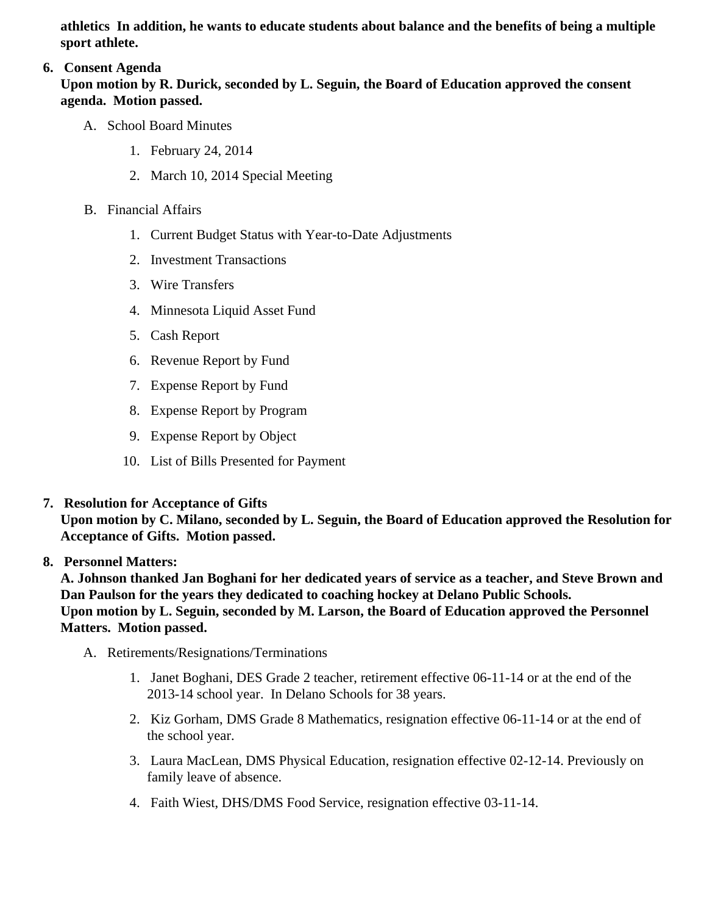**athletics In addition, he wants to educate students about balance and the benefits of being a multiple sport athlete.**

6. **Consent Agenda**
   **Upon motion by R. Durick, seconded by L. Seguin, the Board of Education approved the consent agenda. Motion passed.**

   A. School Board Minutes

      1. February 24, 2014
      2. March 10, 2014 Special Meeting

   B. Financial Affairs

      1. Current Budget Status with Year-to-Date Adjustments
      2. Investment Transactions
      3. Wire Transfers
      4. Minnesota Liquid Asset Fund
      5. Cash Report
      6. Revenue Report by Fund
      7. Expense Report by Fund
      8. Expense Report by Program
      9. Expense Report by Object
      10. List of Bills Presented for Payment

7. **Resolution for Acceptance of Gifts**
   **Upon motion by C. Milano, seconded by L. Seguin, the Board of Education approved the Resolution for Acceptance of Gifts. Motion passed.**

8. **Personnel Matters:**
   **A. Johnson thanked Jan Boghani for her dedicated years of service as a teacher, and Steve Brown and Dan Paulson for the years they dedicated to coaching hockey at Delano Public Schools.**
   **Upon motion by L. Seguin, seconded by M. Larson, the Board of Education approved the Personnel Matters. Motion passed.**

   A. Retirements/Resignations/Terminations

      1. Janet Boghani, DES Grade 2 teacher, retirement effective 06-11-14 or at the end of the 2013-14 school year. In Delano Schools for 38 years.
      2. Kiz Gorham, DMS Grade 8 Mathematics, resignation effective 06-11-14 or at the end of the school year.
      3. Laura MacLean, DMS Physical Education, resignation effective 02-12-14. Previously on family leave of absence.
      4. Faith Wiest, DHS/DMS Food Service, resignation effective 03-11-14.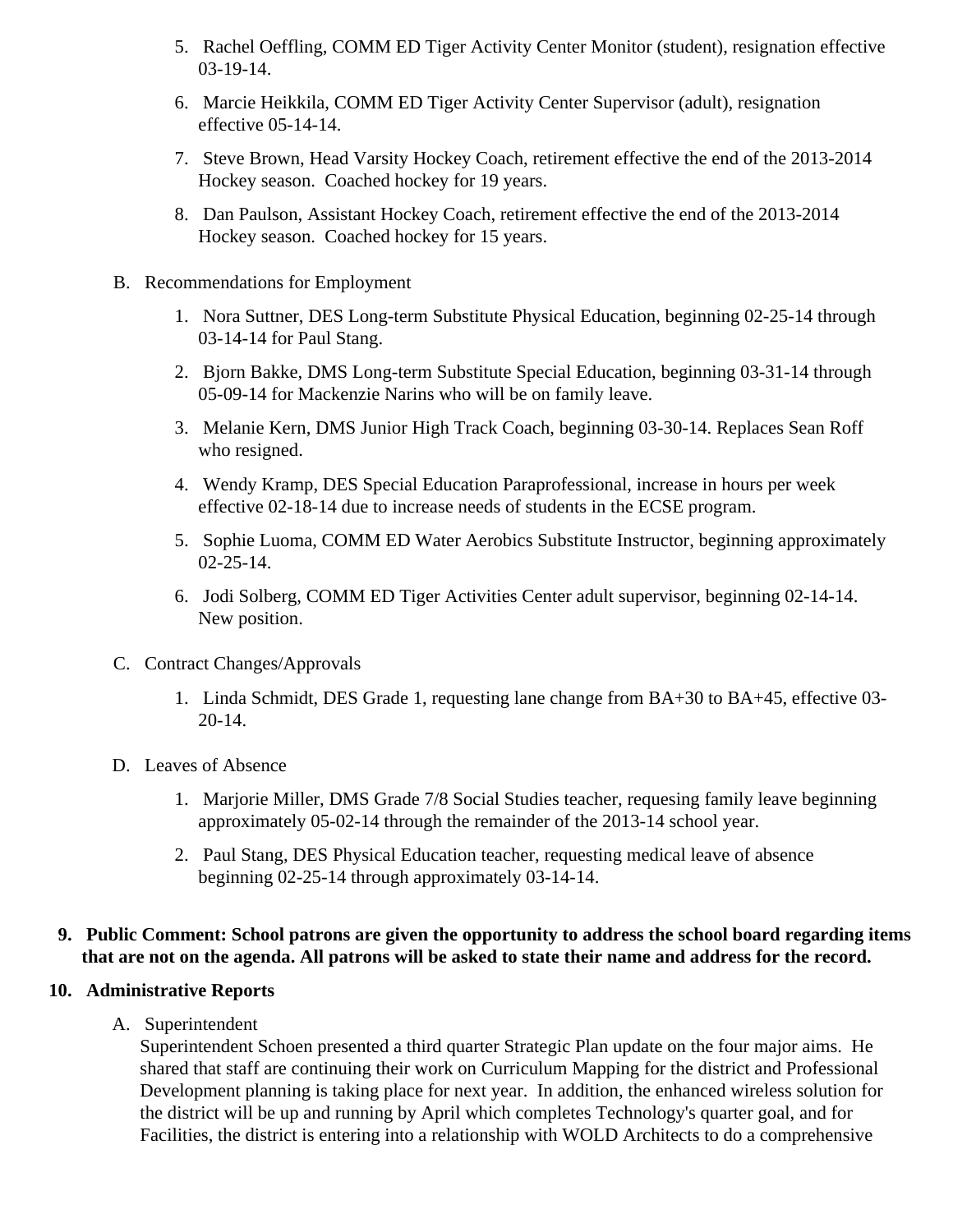5. Rachel Oeffling, COMM ED Tiger Activity Center Monitor (student), resignation effective 03-19-14.
6. Marcie Heikkila, COMM ED Tiger Activity Center Supervisor (adult), resignation effective 05-14-14.
7. Steve Brown, Head Varsity Hockey Coach, retirement effective the end of the 2013-2014 Hockey season. Coached hockey for 19 years.
8. Dan Paulson, Assistant Hockey Coach, retirement effective the end of the 2013-2014 Hockey season. Coached hockey for 15 years.

B. Recommendations for Employment

1. Nora Suttner, DES Long-term Substitute Physical Education, beginning 02-25-14 through 03-14-14 for Paul Stang.
2. Bjorn Bakke, DMS Long-term Substitute Special Education, beginning 03-31-14 through 05-09-14 for Mackenzie Narins who will be on family leave.
3. Melanie Kern, DMS Junior High Track Coach, beginning 03-30-14. Replaces Sean Roff who resigned.
4. Wendy Kramp, DES Special Education Paraprofessional, increase in hours per week effective 02-18-14 due to increase needs of students in the ECSE program.
5. Sophie Luoma, COMM ED Water Aerobics Substitute Instructor, beginning approximately 02-25-14.
6. Jodi Solberg, COMM ED Tiger Activities Center adult supervisor, beginning 02-14-14. New position.

C. Contract Changes/Approvals

1. Linda Schmidt, DES Grade 1, requesting lane change from BA+30 to BA+45, effective 03-20-14.

D. Leaves of Absence

1. Marjorie Miller, DMS Grade 7/8 Social Studies teacher, requesing family leave beginning approximately 05-02-14 through the remainder of the 2013-14 school year.
2. Paul Stang, DES Physical Education teacher, requesting medical leave of absence beginning 02-25-14 through approximately 03-14-14.

**9. Public Comment: School patrons are given the opportunity to address the school board regarding items that are not on the agenda. All patrons will be asked to state their name and address for the record.**

**10. Administrative Reports**

A. Superintendent

Superintendent Schoen presented a third quarter Strategic Plan update on the four major aims. He shared that staff are continuing their work on Curriculum Mapping for the district and Professional Development planning is taking place for next year. In addition, the enhanced wireless solution for the district will be up and running by April which completes Technology's quarter goal, and for Facilities, the district is entering into a relationship with WOLD Architects to do a comprehensive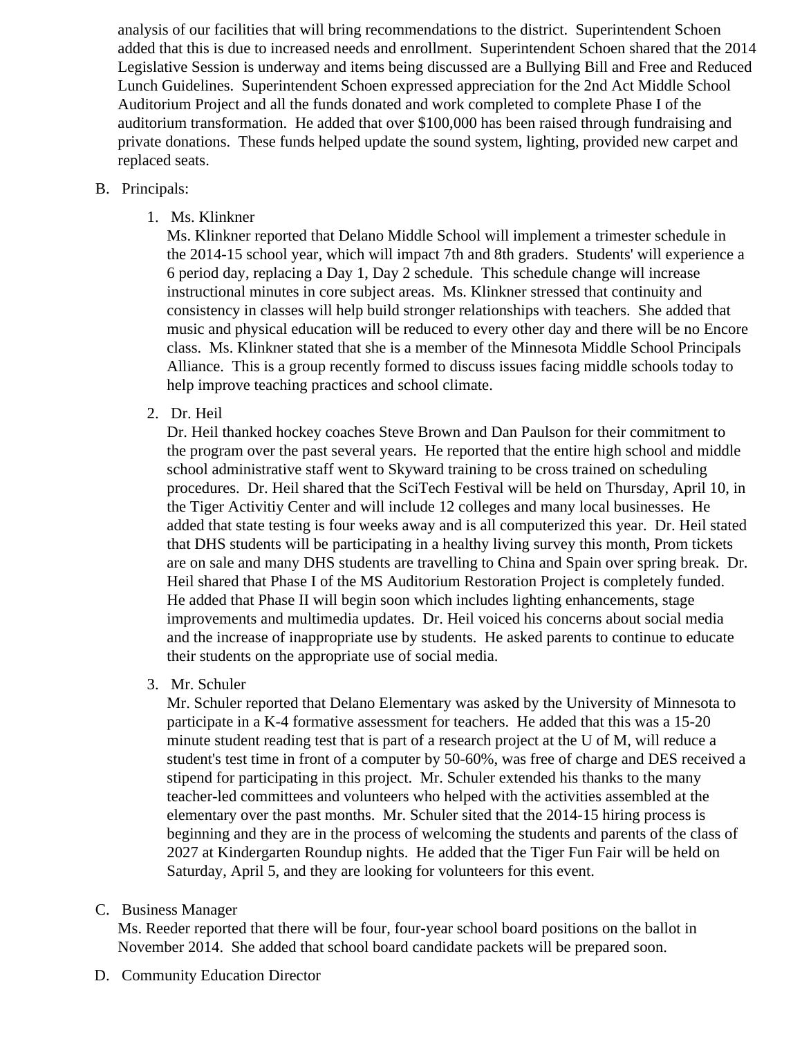analysis of our facilities that will bring recommendations to the district. Superintendent Schoen added that this is due to increased needs and enrollment. Superintendent Schoen shared that the 2014 Legislative Session is underway and items being discussed are a Bullying Bill and Free and Reduced Lunch Guidelines. Superintendent Schoen expressed appreciation for the 2nd Act Middle School Auditorium Project and all the funds donated and work completed to complete Phase I of the auditorium transformation. He added that over $100,000 has been raised through fundraising and private donations. These funds helped update the sound system, lighting, provided new carpet and replaced seats.

B. Principals:

1. Ms. Klinkner
   Ms. Klinkner reported that Delano Middle School will implement a trimester schedule in the 2014-15 school year, which will impact 7th and 8th graders. Students' will experience a 6 period day, replacing a Day 1, Day 2 schedule. This schedule change will increase instructional minutes in core subject areas. Ms. Klinkner stressed that continuity and consistency in classes will help build stronger relationships with teachers. She added that music and physical education will be reduced to every other day and there will be no Encore class. Ms. Klinkner stated that she is a member of the Minnesota Middle School Principals Alliance. This is a group recently formed to discuss issues facing middle schools today to help improve teaching practices and school climate.

2. Dr. Heil
   Dr. Heil thanked hockey coaches Steve Brown and Dan Paulson for their commitment to the program over the past several years. He reported that the entire high school and middle school administrative staff went to Skyward training to be cross trained on scheduling procedures. Dr. Heil shared that the SciTech Festival will be held on Thursday, April 10, in the Tiger Activitiy Center and will include 12 colleges and many local businesses. He added that state testing is four weeks away and is all computerized this year. Dr. Heil stated that DHS students will be participating in a healthy living survey this month, Prom tickets are on sale and many DHS students are travelling to China and Spain over spring break. Dr. Heil shared that Phase I of the MS Auditorium Restoration Project is completely funded. He added that Phase II will begin soon which includes lighting enhancements, stage improvements and multimedia updates. Dr. Heil voiced his concerns about social media and the increase of inappropriate use by students. He asked parents to continue to educate their students on the appropriate use of social media.

3. Mr. Schuler
   Mr. Schuler reported that Delano Elementary was asked by the University of Minnesota to participate in a K-4 formative assessment for teachers. He added that this was a 15-20 minute student reading test that is part of a research project at the U of M, will reduce a student's test time in front of a computer by 50-60%, was free of charge and DES received a stipend for participating in this project. Mr. Schuler extended his thanks to the many teacher-led committees and volunteers who helped with the activities assembled at the elementary over the past months. Mr. Schuler sited that the 2014-15 hiring process is beginning and they are in the process of welcoming the students and parents of the class of 2027 at Kindergarten Roundup nights. He added that the Tiger Fun Fair will be held on Saturday, April 5, and they are looking for volunteers for this event.

C. Business Manager
   Ms. Reeder reported that there will be four, four-year school board positions on the ballot in November 2014. She added that school board candidate packets will be prepared soon.

D. Community Education Director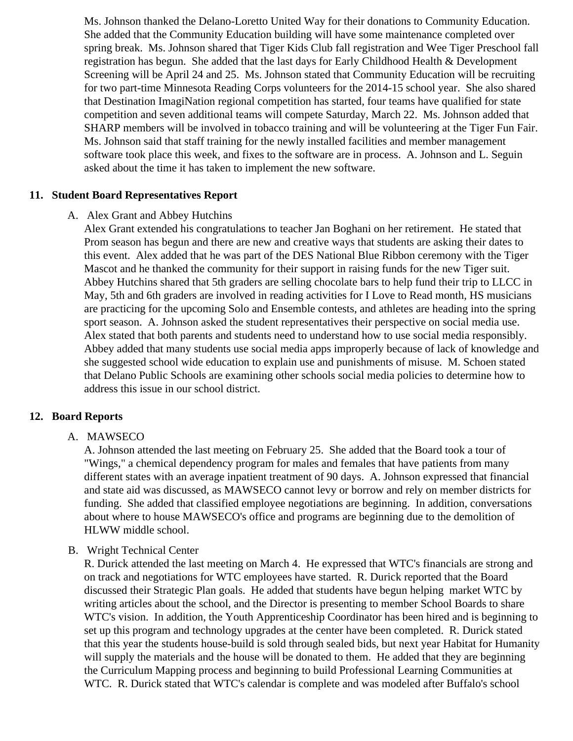Ms. Johnson thanked the Delano-Loretto United Way for their donations to Community Education. She added that the Community Education building will have some maintenance completed over spring break. Ms. Johnson shared that Tiger Kids Club fall registration and Wee Tiger Preschool fall registration has begun. She added that the last days for Early Childhood Health & Development Screening will be April 24 and 25. Ms. Johnson stated that Community Education will be recruiting for two part-time Minnesota Reading Corps volunteers for the 2014-15 school year. She also shared that Destination ImagiNation regional competition has started, four teams have qualified for state competition and seven additional teams will compete Saturday, March 22. Ms. Johnson added that SHARP members will be involved in tobacco training and will be volunteering at the Tiger Fun Fair. Ms. Johnson said that staff training for the newly installed facilities and member management software took place this week, and fixes to the software are in process. A. Johnson and L. Seguin asked about the time it has taken to implement the new software.

## 11. Student Board Representatives Report

A. Alex Grant and Abbey Hutchins

Alex Grant extended his congratulations to teacher Jan Boghani on her retirement. He stated that Prom season has begun and there are new and creative ways that students are asking their dates to this event. Alex added that he was part of the DES National Blue Ribbon ceremony with the Tiger Mascot and he thanked the community for their support in raising funds for the new Tiger suit. Abbey Hutchins shared that 5th graders are selling chocolate bars to help fund their trip to LLCC in May, 5th and 6th graders are involved in reading activities for I Love to Read month, HS musicians are practicing for the upcoming Solo and Ensemble contests, and athletes are heading into the spring sport season. A. Johnson asked the student representatives their perspective on social media use. Alex stated that both parents and students need to understand how to use social media responsibly. Abbey added that many students use social media apps improperly because of lack of knowledge and she suggested school wide education to explain use and punishments of misuse. M. Schoen stated that Delano Public Schools are examining other schools social media policies to determine how to address this issue in our school district.

## 12. Board Reports

A. MAWSECO

A. Johnson attended the last meeting on February 25. She added that the Board took a tour of "Wings," a chemical dependency program for males and females that have patients from many different states with an average inpatient treatment of 90 days. A. Johnson expressed that financial and state aid was discussed, as MAWSECO cannot levy or borrow and rely on member districts for funding. She added that classified employee negotiations are beginning. In addition, conversations about where to house MAWSECO's office and programs are beginning due to the demolition of HLWW middle school.

B. Wright Technical Center

R. Durick attended the last meeting on March 4. He expressed that WTC's financials are strong and on track and negotiations for WTC employees have started. R. Durick reported that the Board discussed their Strategic Plan goals. He added that students have begun helping market WTC by writing articles about the school, and the Director is presenting to member School Boards to share WTC's vision. In addition, the Youth Apprenticeship Coordinator has been hired and is beginning to set up this program and technology upgrades at the center have been completed. R. Durick stated that this year the students house-build is sold through sealed bids, but next year Habitat for Humanity will supply the materials and the house will be donated to them. He added that they are beginning the Curriculum Mapping process and beginning to build Professional Learning Communities at WTC. R. Durick stated that WTC's calendar is complete and was modeled after Buffalo's school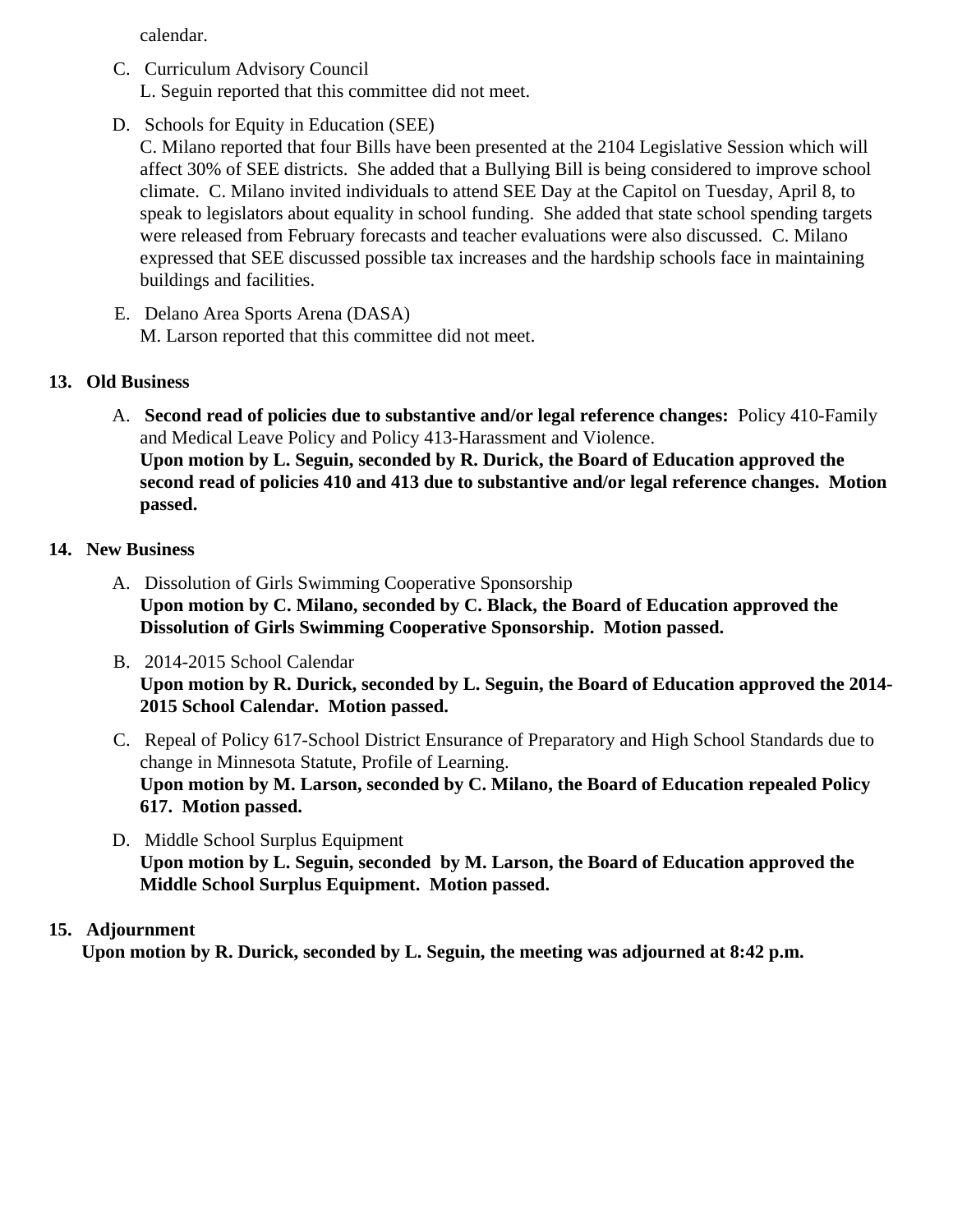calendar.

C. Curriculum Advisory Council
   L. Seguin reported that this committee did not meet.

D. Schools for Equity in Education (SEE)
   C. Milano reported that four Bills have been presented at the 2104 Legislative Session which will affect 30% of SEE districts. She added that a Bullying Bill is being considered to improve school climate. C. Milano invited individuals to attend SEE Day at the Capitol on Tuesday, April 8, to speak to legislators about equality in school funding. She added that state school spending targets were released from February forecasts and teacher evaluations were also discussed. C. Milano expressed that SEE discussed possible tax increases and the hardship schools face in maintaining buildings and facilities.

E. Delano Area Sports Arena (DASA)
   M. Larson reported that this committee did not meet.

## 13. Old Business

A. **Second read of policies due to substantive and/or legal reference changes:** Policy 410-Family and Medical Leave Policy and Policy 413-Harassment and Violence.
   **Upon motion by L. Seguin, seconded by R. Durick, the Board of Education approved the second read of policies 410 and 413 due to substantive and/or legal reference changes. Motion passed.**

## 14. New Business

A. Dissolution of Girls Swimming Cooperative Sponsorship
   **Upon motion by C. Milano, seconded by C. Black, the Board of Education approved the Dissolution of Girls Swimming Cooperative Sponsorship. Motion passed.**

B. 2014-2015 School Calendar
   **Upon motion by R. Durick, seconded by L. Seguin, the Board of Education approved the 2014-2015 School Calendar. Motion passed.**

C. Repeal of Policy 617-School District Ensurance of Preparatory and High School Standards due to change in Minnesota Statute, Profile of Learning.
   **Upon motion by M. Larson, seconded by C. Milano, the Board of Education repealed Policy 617. Motion passed.**

D. Middle School Surplus Equipment
   **Upon motion by L. Seguin, seconded by M. Larson, the Board of Education approved the Middle School Surplus Equipment. Motion passed.**

## 15. Adjournment

**Upon motion by R. Durick, seconded by L. Seguin, the meeting was adjourned at 8:42 p.m.**